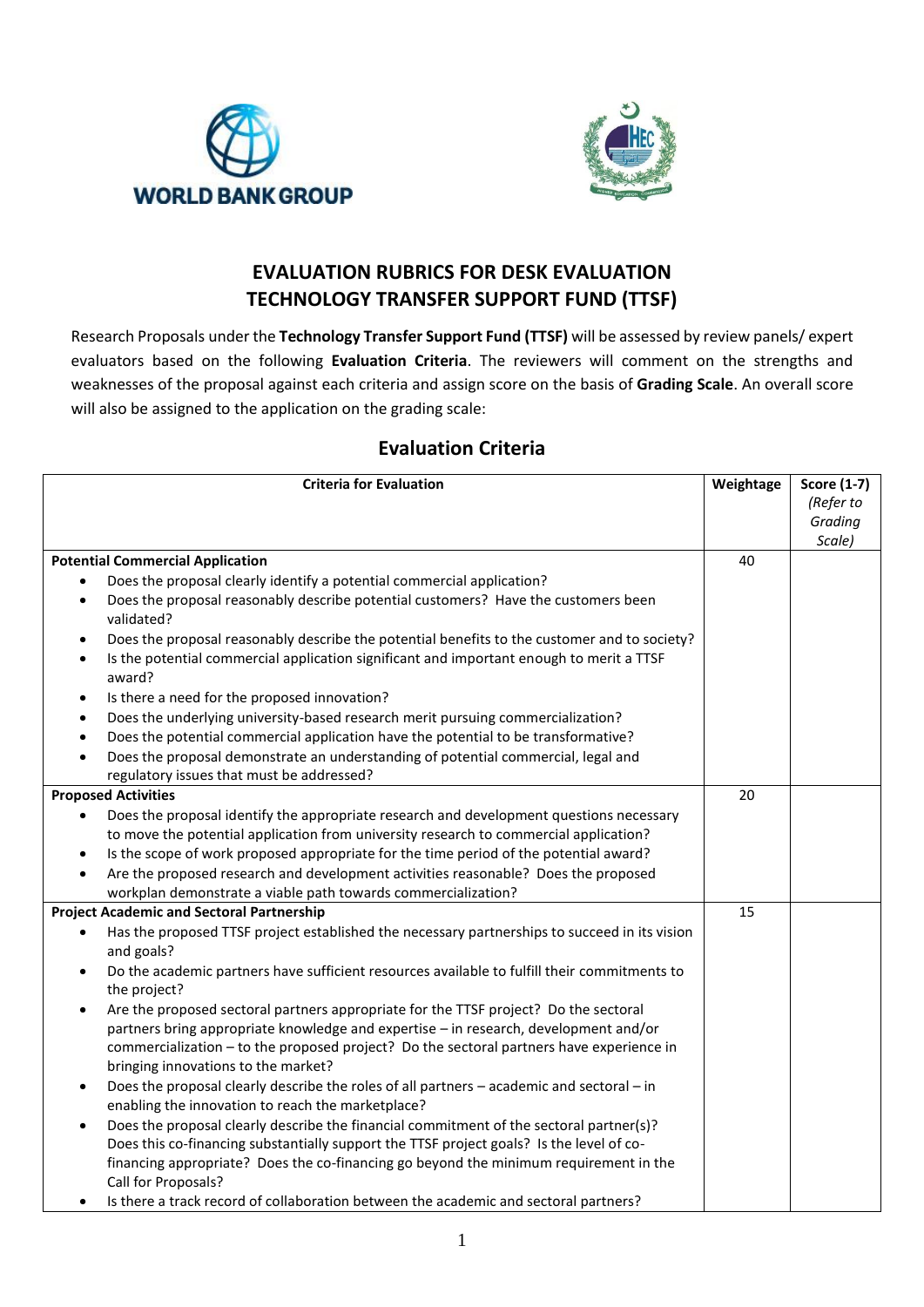# EVALUATION RUBRICS FOR DESK EVALUATION
# TECHNOLOGY TRANSFER SUPPORT FUND (TTSF)

Research Proposals under the **Technology Transfer Support Fund (TTSF)** will be assessed by review panels/ expert evaluators based on the following **Evaluation Criteria**. The reviewers will comment on the strengths and weaknesses of the proposal against each criteria and assign score on the basis of **Grading Scale**. An overall score will also be assigned to the application on the grading scale:

## Evaluation Criteria

| Criteria for Evaluation | Weightage | Score (1-7) *(Refer to Grading Scale)* |
|---|---|---|
| **Potential Commercial Application**<br>• Does the proposal clearly identify a potential commercial application?<br>• Does the proposal reasonably describe potential customers? Have the customers been validated?<br>• Does the proposal reasonably describe the potential benefits to the customer and to society?<br>• Is the potential commercial application significant and important enough to merit a TTSF award?<br>• Is there a need for the proposed innovation?<br>• Does the underlying university-based research merit pursuing commercialization?<br>• Does the potential commercial application have the potential to be transformative?<br>• Does the proposal demonstrate an understanding of potential commercial, legal and regulatory issues that must be addressed? | 40 | |
| **Proposed Activities**<br>• Does the proposal identify the appropriate research and development questions necessary to move the potential application from university research to commercial application?<br>• Is the scope of work proposed appropriate for the time period of the potential award?<br>• Are the proposed research and development activities reasonable? Does the proposed workplan demonstrate a viable path towards commercialization? | 20 | |
| **Project Academic and Sectoral Partnership**<br>• Has the proposed TTSF project established the necessary partnerships to succeed in its vision and goals?<br>• Do the academic partners have sufficient resources available to fulfill their commitments to the project?<br>• Are the proposed sectoral partners appropriate for the TTSF project? Do the sectoral partners bring appropriate knowledge and expertise – in research, development and/or commercialization – to the proposed project? Do the sectoral partners have experience in bringing innovations to the market?<br>• Does the proposal clearly describe the roles of all partners – academic and sectoral – in enabling the innovation to reach the marketplace?<br>• Does the proposal clearly describe the financial commitment of the sectoral partner(s)? Does this co-financing substantially support the TTSF project goals? Is the level of co-financing appropriate? Does the co-financing go beyond the minimum requirement in the Call for Proposals?<br>• Is there a track record of collaboration between the academic and sectoral partners? | 15 | |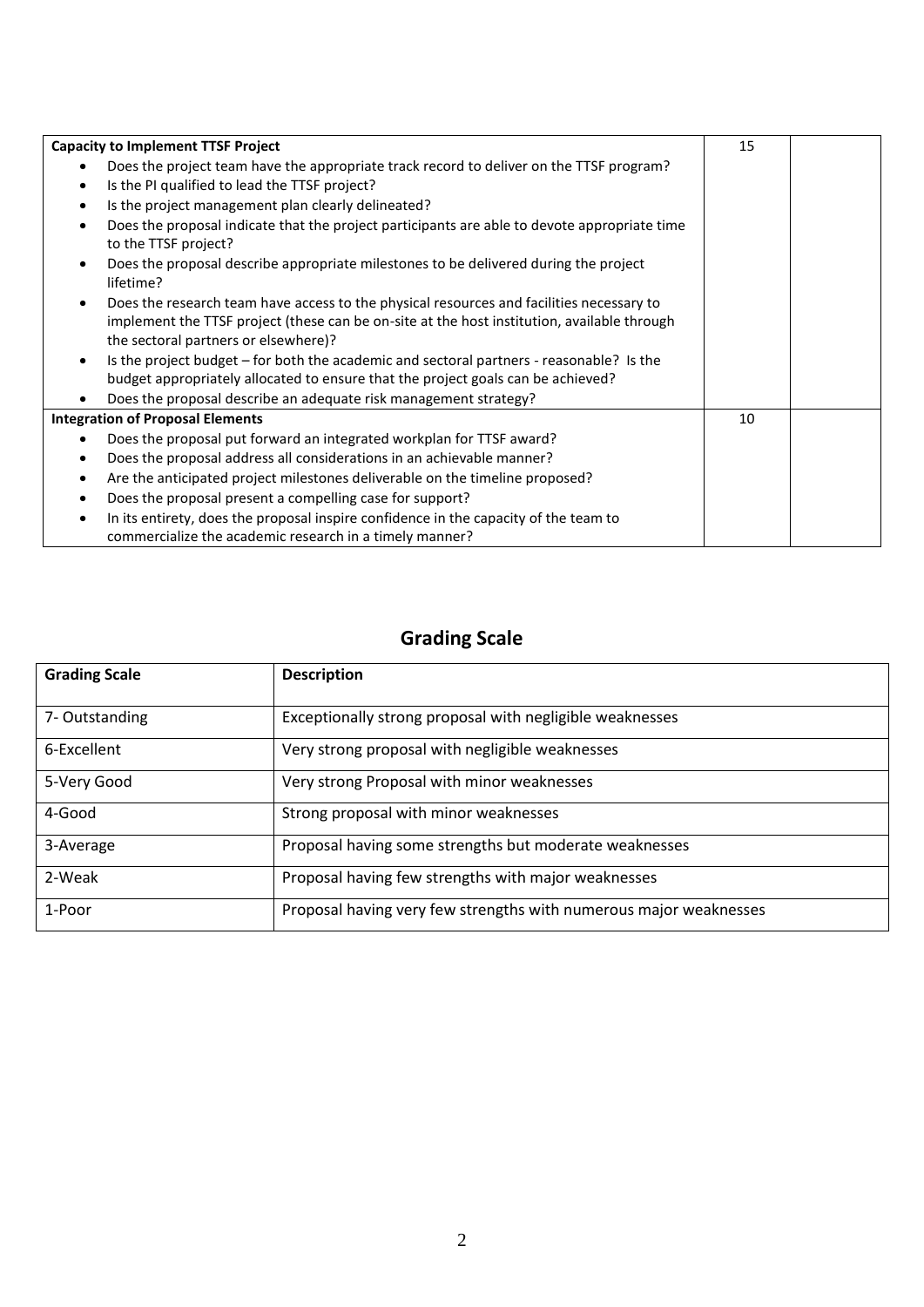| | | |
|---|---|---|
| **Capacity to Implement TTSF Project**<br>• Does the project team have the appropriate track record to deliver on the TTSF program?<br>• Is the PI qualified to lead the TTSF project?<br>• Is the project management plan clearly delineated?<br>• Does the proposal indicate that the project participants are able to devote appropriate time to the TTSF project?<br>• Does the proposal describe appropriate milestones to be delivered during the project lifetime?<br>• Does the research team have access to the physical resources and facilities necessary to implement the TTSF project (these can be on-site at the host institution, available through the sectoral partners or elsewhere)?<br>• Is the project budget – for both the academic and sectoral partners - reasonable? Is the budget appropriately allocated to ensure that the project goals can be achieved?<br>• Does the proposal describe an adequate risk management strategy? | 15 | |
| **Integration of Proposal Elements**<br>• Does the proposal put forward an integrated workplan for TTSF award?<br>• Does the proposal address all considerations in an achievable manner?<br>• Are the anticipated project milestones deliverable on the timeline proposed?<br>• Does the proposal present a compelling case for support?<br>• In its entirety, does the proposal inspire confidence in the capacity of the team to commercialize the academic research in a timely manner? | 10 | |

## Grading Scale

| **Grading Scale** | **Description** |
|---|---|
| 7- Outstanding | Exceptionally strong proposal with negligible weaknesses |
| 6-Excellent | Very strong proposal with negligible weaknesses |
| 5-Very Good | Very strong Proposal with minor weaknesses |
| 4-Good | Strong proposal with minor weaknesses |
| 3-Average | Proposal having some strengths but moderate weaknesses |
| 2-Weak | Proposal having few strengths with major weaknesses |
| 1-Poor | Proposal having very few strengths with numerous major weaknesses |